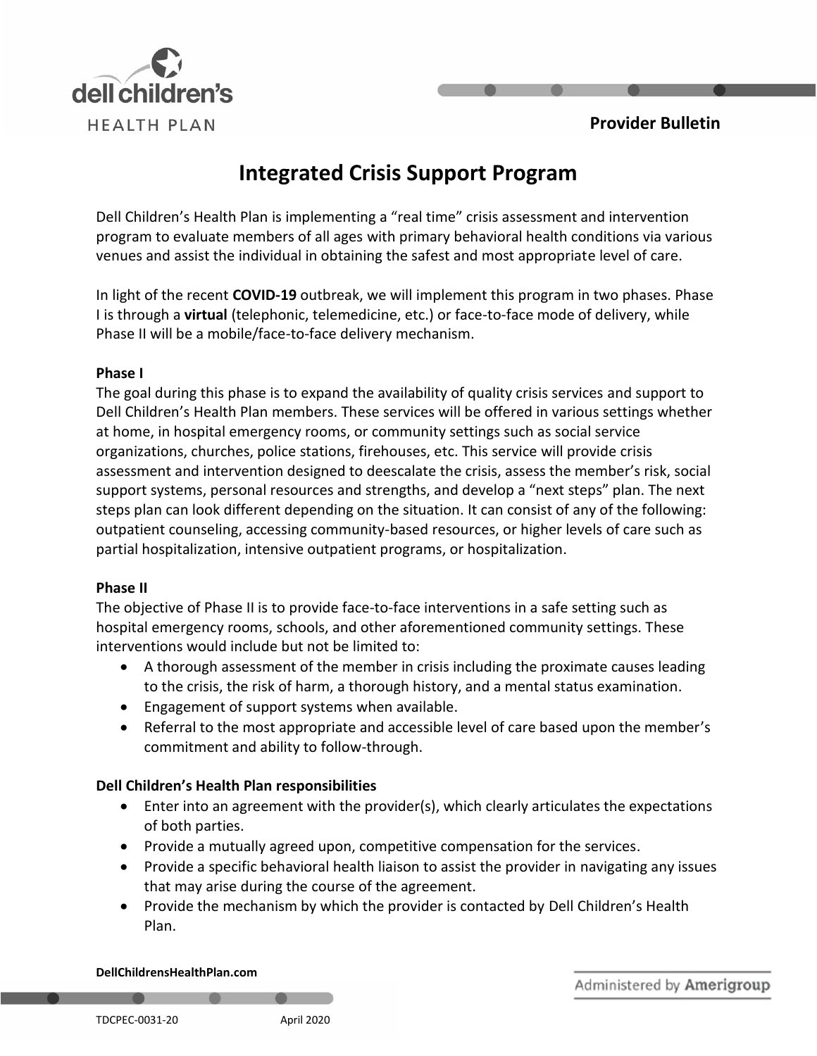**Provider Bulletin**

# Integrated Crisis Support Program

Dell Children's Health Plan is implementing a "real time" crisis assessment and intervention program to evaluate members of all ages with primary behavioral health conditions via various venues and assist the individual in obtaining the safest and most appropriate level of care.

In light of the recent **COVID-19** outbreak, we will implement this program in two phases. Phase I is through a **virtual** (telephonic, telemedicine, etc.) or face-to-face mode of delivery, while Phase II will be a mobile/face-to-face delivery mechanism.

### Phase I

The goal during this phase is to expand the availability of quality crisis services and support to Dell Children's Health Plan members. These services will be offered in various settings whether at home, in hospital emergency rooms, or community settings such as social service organizations, churches, police stations, firehouses, etc. This service will provide crisis assessment and intervention designed to deescalate the crisis, assess the member's risk, social support systems, personal resources and strengths, and develop a "next steps" plan. The next steps plan can look different depending on the situation. It can consist of any of the following: outpatient counseling, accessing community-based resources, or higher levels of care such as partial hospitalization, intensive outpatient programs, or hospitalization.

### Phase II

The objective of Phase II is to provide face-to-face interventions in a safe setting such as hospital emergency rooms, schools, and other aforementioned community settings. These interventions would include but not be limited to:

- A thorough assessment of the member in crisis including the proximate causes leading to the crisis, the risk of harm, a thorough history, and a mental status examination.
- Engagement of support systems when available.
- Referral to the most appropriate and accessible level of care based upon the member's commitment and ability to follow-through.

### Dell Children's Health Plan responsibilities

- Enter into an agreement with the provider(s), which clearly articulates the expectations of both parties.
- Provide a mutually agreed upon, competitive compensation for the services.
- Provide a specific behavioral health liaison to assist the provider in navigating any issues that may arise during the course of the agreement.
- Provide the mechanism by which the provider is contacted by Dell Children's Health Plan.

**DellChildrensHealthPlan.com**

TDCPEC-0031-20 April 2020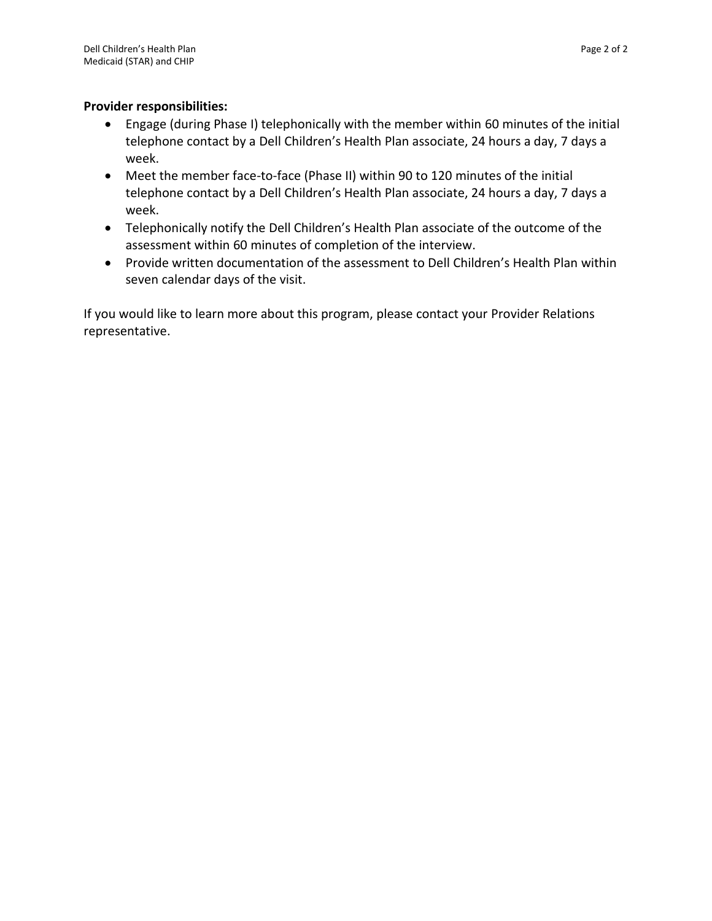**Provider responsibilities:**

- Engage (during Phase I) telephonically with the member within 60 minutes of the initial telephone contact by a Dell Children's Health Plan associate, 24 hours a day, 7 days a week.
- Meet the member face-to-face (Phase II) within 90 to 120 minutes of the initial telephone contact by a Dell Children's Health Plan associate, 24 hours a day, 7 days a week.
- Telephonically notify the Dell Children's Health Plan associate of the outcome of the assessment within 60 minutes of completion of the interview.
- Provide written documentation of the assessment to Dell Children's Health Plan within seven calendar days of the visit.

If you would like to learn more about this program, please contact your Provider Relations representative.